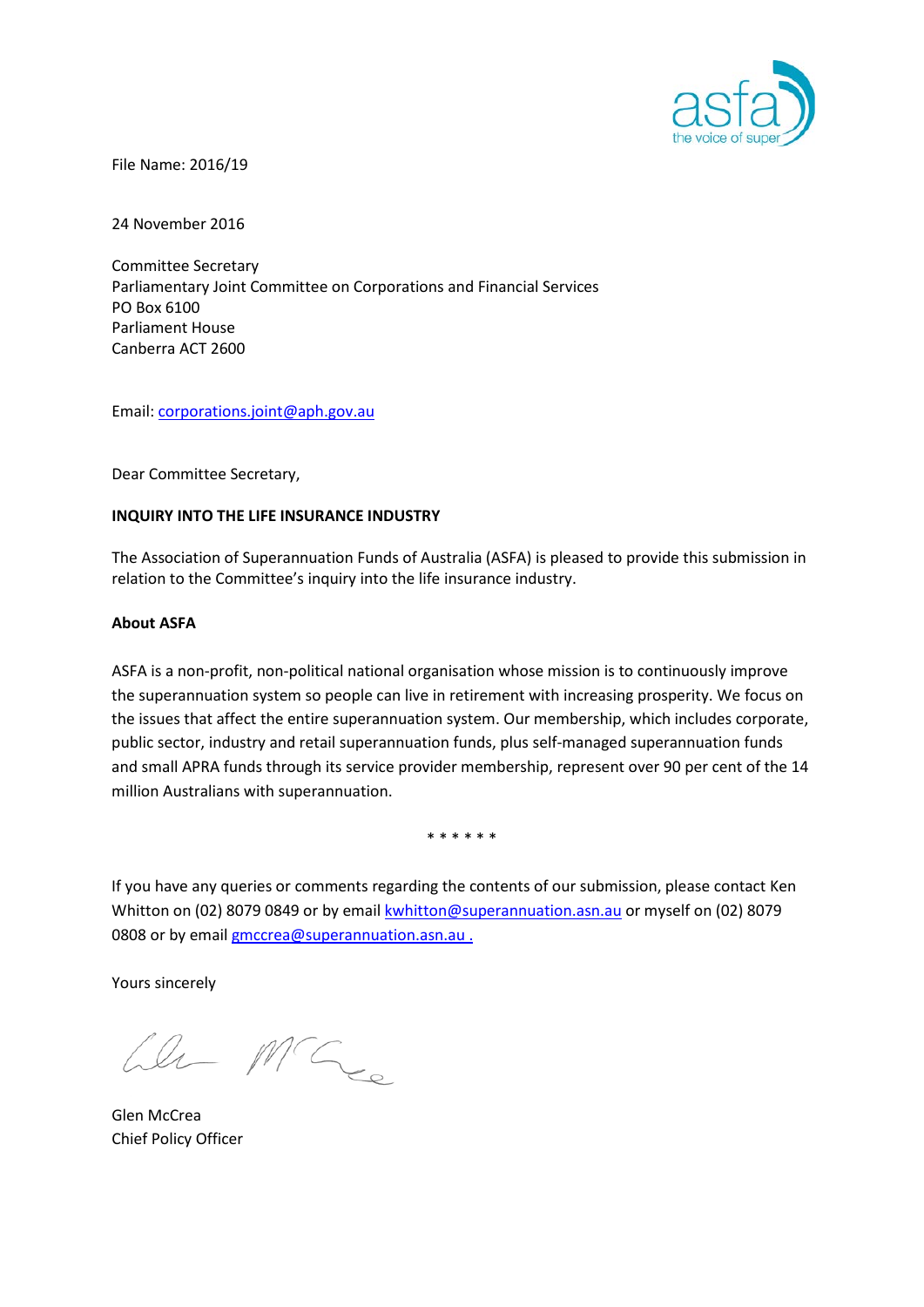File Name: 2016/19

24 November 2016

Committee Secretary
Parliamentary Joint Committee on Corporations and Financial Services
PO Box 6100
Parliament House
Canberra ACT 2600

Email: corporations.joint@aph.gov.au

Dear Committee Secretary,

**INQUIRY INTO THE LIFE INSURANCE INDUSTRY**

The Association of Superannuation Funds of Australia (ASFA) is pleased to provide this submission in relation to the Committee's inquiry into the life insurance industry.

**About ASFA**

ASFA is a non-profit, non-political national organisation whose mission is to continuously improve the superannuation system so people can live in retirement with increasing prosperity. We focus on the issues that affect the entire superannuation system. Our membership, which includes corporate, public sector, industry and retail superannuation funds, plus self-managed superannuation funds and small APRA funds through its service provider membership, represent over 90 per cent of the 14 million Australians with superannuation.

* * * * * *

If you have any queries or comments regarding the contents of our submission, please contact Ken Whitton on (02) 8079 0849 or by email kwhitton@superannuation.asn.au or myself on (02) 8079 0808 or by email gmccrea@superannuation.asn.au .

Yours sincerely

Glen McCrea
Chief Policy Officer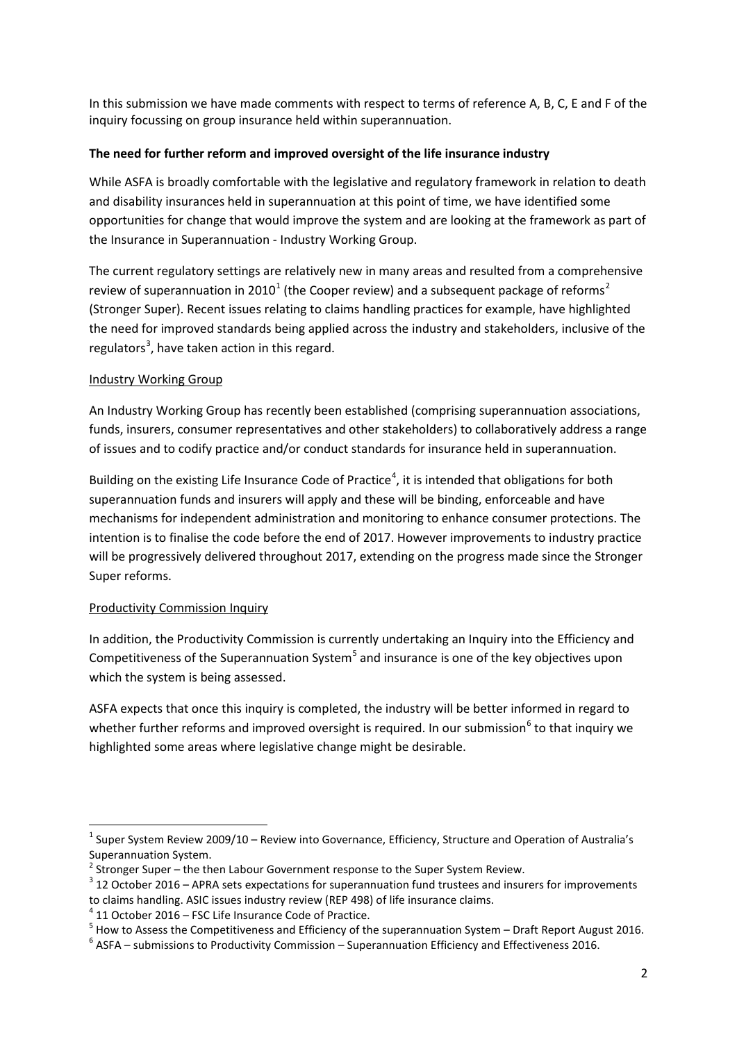In this submission we have made comments with respect to terms of reference A, B, C, E and F of the inquiry focussing on group insurance held within superannuation.

**The need for further reform and improved oversight of the life insurance industry**

While ASFA is broadly comfortable with the legislative and regulatory framework in relation to death and disability insurances held in superannuation at this point of time, we have identified some opportunities for change that would improve the system and are looking at the framework as part of the Insurance in Superannuation - Industry Working Group.

The current regulatory settings are relatively new in many areas and resulted from a comprehensive review of superannuation in 2010[1] (the Cooper review) and a subsequent package of reforms[2] (Stronger Super). Recent issues relating to claims handling practices for example, have highlighted the need for improved standards being applied across the industry and stakeholders, inclusive of the regulators[3], have taken action in this regard.

Industry Working Group

An Industry Working Group has recently been established (comprising superannuation associations, funds, insurers, consumer representatives and other stakeholders) to collaboratively address a range of issues and to codify practice and/or conduct standards for insurance held in superannuation.

Building on the existing Life Insurance Code of Practice[4], it is intended that obligations for both superannuation funds and insurers will apply and these will be binding, enforceable and have mechanisms for independent administration and monitoring to enhance consumer protections. The intention is to finalise the code before the end of 2017. However improvements to industry practice will be progressively delivered throughout 2017, extending on the progress made since the Stronger Super reforms.

Productivity Commission Inquiry

In addition, the Productivity Commission is currently undertaking an Inquiry into the Efficiency and Competitiveness of the Superannuation System[5] and insurance is one of the key objectives upon which the system is being assessed.

ASFA expects that once this inquiry is completed, the industry will be better informed in regard to whether further reforms and improved oversight is required. In our submission[6] to that inquiry we highlighted some areas where legislative change might be desirable.

---

[1] Super System Review 2009/10 – Review into Governance, Efficiency, Structure and Operation of Australia's Superannuation System.

[2] Stronger Super – the then Labour Government response to the Super System Review.

[3] 12 October 2016 – APRA sets expectations for superannuation fund trustees and insurers for improvements to claims handling. ASIC issues industry review (REP 498) of life insurance claims.

[4] 11 October 2016 – FSC Life Insurance Code of Practice.

[5] How to Assess the Competitiveness and Efficiency of the superannuation System – Draft Report August 2016.

[6] ASFA – submissions to Productivity Commission – Superannuation Efficiency and Effectiveness 2016.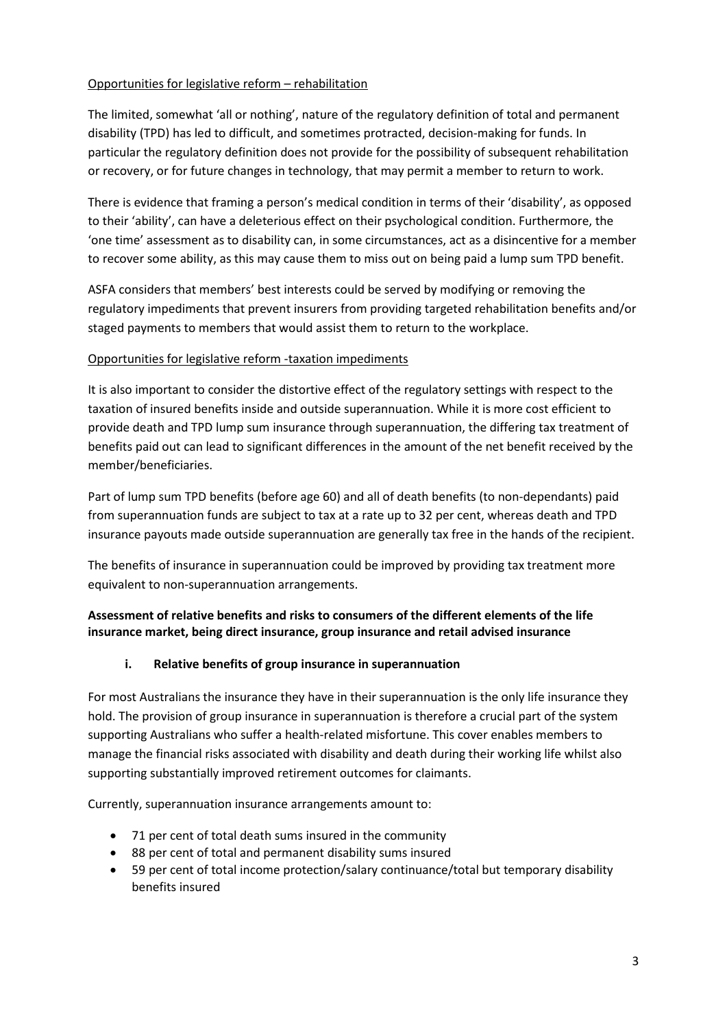Opportunities for legislative reform – rehabilitation

The limited, somewhat 'all or nothing', nature of the regulatory definition of total and permanent disability (TPD) has led to difficult, and sometimes protracted, decision-making for funds. In particular the regulatory definition does not provide for the possibility of subsequent rehabilitation or recovery, or for future changes in technology, that may permit a member to return to work.

There is evidence that framing a person's medical condition in terms of their 'disability', as opposed to their 'ability', can have a deleterious effect on their psychological condition. Furthermore, the 'one time' assessment as to disability can, in some circumstances, act as a disincentive for a member to recover some ability, as this may cause them to miss out on being paid a lump sum TPD benefit.

ASFA considers that members' best interests could be served by modifying or removing the regulatory impediments that prevent insurers from providing targeted rehabilitation benefits and/or staged payments to members that would assist them to return to the workplace.

Opportunities for legislative reform -taxation impediments

It is also important to consider the distortive effect of the regulatory settings with respect to the taxation of insured benefits inside and outside superannuation. While it is more cost efficient to provide death and TPD lump sum insurance through superannuation, the differing tax treatment of benefits paid out can lead to significant differences in the amount of the net benefit received by the member/beneficiaries.

Part of lump sum TPD benefits (before age 60) and all of death benefits (to non-dependants) paid from superannuation funds are subject to tax at a rate up to 32 per cent, whereas death and TPD insurance payouts made outside superannuation are generally tax free in the hands of the recipient.

The benefits of insurance in superannuation could be improved by providing tax treatment more equivalent to non-superannuation arrangements.

**Assessment of relative benefits and risks to consumers of the different elements of the life insurance market, being direct insurance, group insurance and retail advised insurance**

**i. Relative benefits of group insurance in superannuation**

For most Australians the insurance they have in their superannuation is the only life insurance they hold. The provision of group insurance in superannuation is therefore a crucial part of the system supporting Australians who suffer a health-related misfortune. This cover enables members to manage the financial risks associated with disability and death during their working life whilst also supporting substantially improved retirement outcomes for claimants.

Currently, superannuation insurance arrangements amount to:

- 71 per cent of total death sums insured in the community
- 88 per cent of total and permanent disability sums insured
- 59 per cent of total income protection/salary continuance/total but temporary disability benefits insured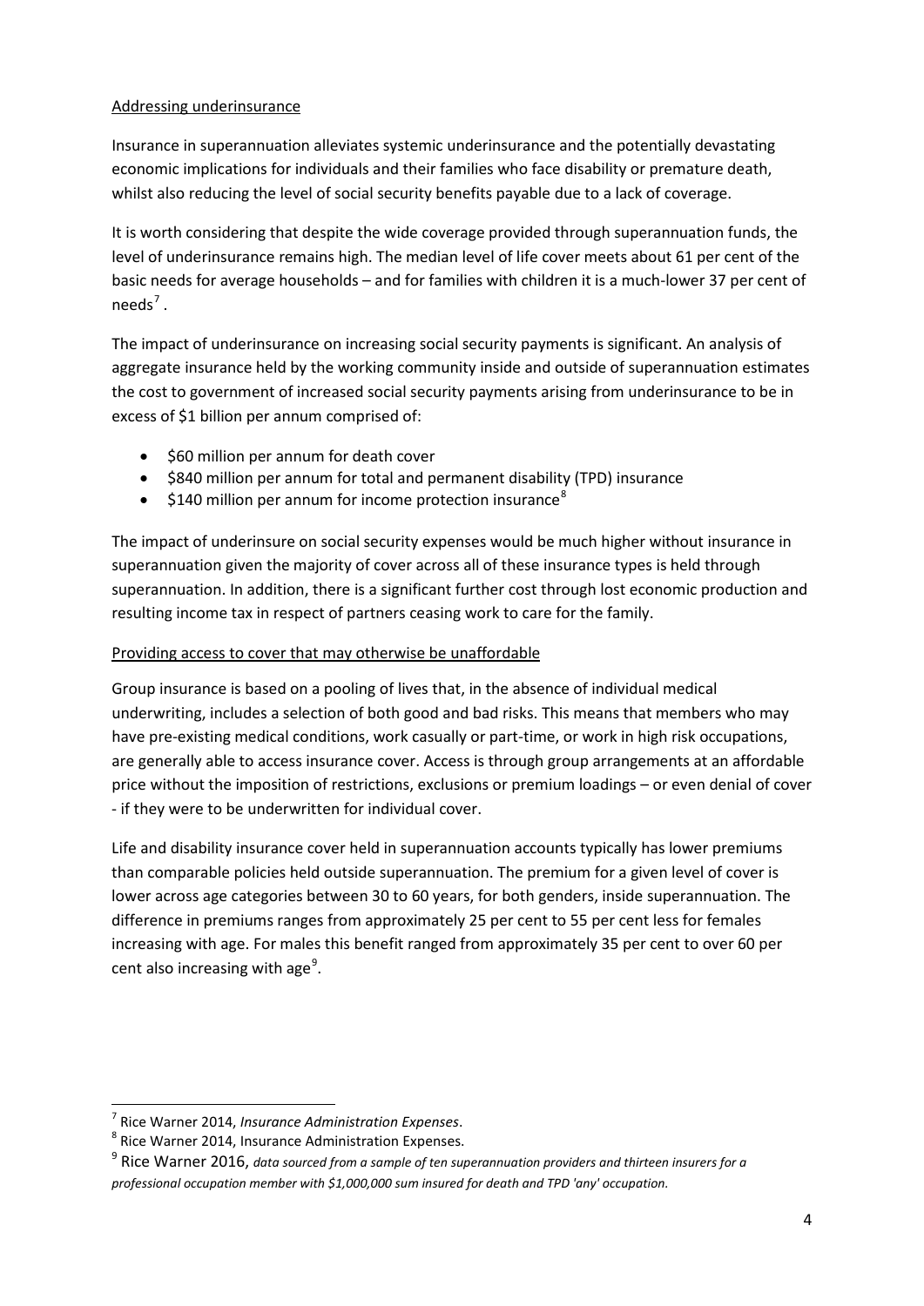Addressing underinsurance

Insurance in superannuation alleviates systemic underinsurance and the potentially devastating economic implications for individuals and their families who face disability or premature death, whilst also reducing the level of social security benefits payable due to a lack of coverage.

It is worth considering that despite the wide coverage provided through superannuation funds, the level of underinsurance remains high. The median level of life cover meets about 61 per cent of the basic needs for average households – and for families with children it is a much-lower 37 per cent of needs[7].

The impact of underinsurance on increasing social security payments is significant. An analysis of aggregate insurance held by the working community inside and outside of superannuation estimates the cost to government of increased social security payments arising from underinsurance to be in excess of $1 billion per annum comprised of:

- $60 million per annum for death cover
- $840 million per annum for total and permanent disability (TPD) insurance
- $140 million per annum for income protection insurance[8]

The impact of underinsure on social security expenses would be much higher without insurance in superannuation given the majority of cover across all of these insurance types is held through superannuation. In addition, there is a significant further cost through lost economic production and resulting income tax in respect of partners ceasing work to care for the family.

Providing access to cover that may otherwise be unaffordable

Group insurance is based on a pooling of lives that, in the absence of individual medical underwriting, includes a selection of both good and bad risks. This means that members who may have pre-existing medical conditions, work casually or part-time, or work in high risk occupations, are generally able to access insurance cover. Access is through group arrangements at an affordable price without the imposition of restrictions, exclusions or premium loadings – or even denial of cover - if they were to be underwritten for individual cover.

Life and disability insurance cover held in superannuation accounts typically has lower premiums than comparable policies held outside superannuation. The premium for a given level of cover is lower across age categories between 30 to 60 years, for both genders, inside superannuation. The difference in premiums ranges from approximately 25 per cent to 55 per cent less for females increasing with age. For males this benefit ranged from approximately 35 per cent to over 60 per cent also increasing with age[9].

---

[7] Rice Warner 2014, *Insurance Administration Expenses*.

[8] Rice Warner 2014, Insurance Administration Expenses.

[9] Rice Warner 2016, *data sourced from a sample of ten superannuation providers and thirteen insurers for a professional occupation member with $1,000,000 sum insured for death and TPD 'any' occupation.*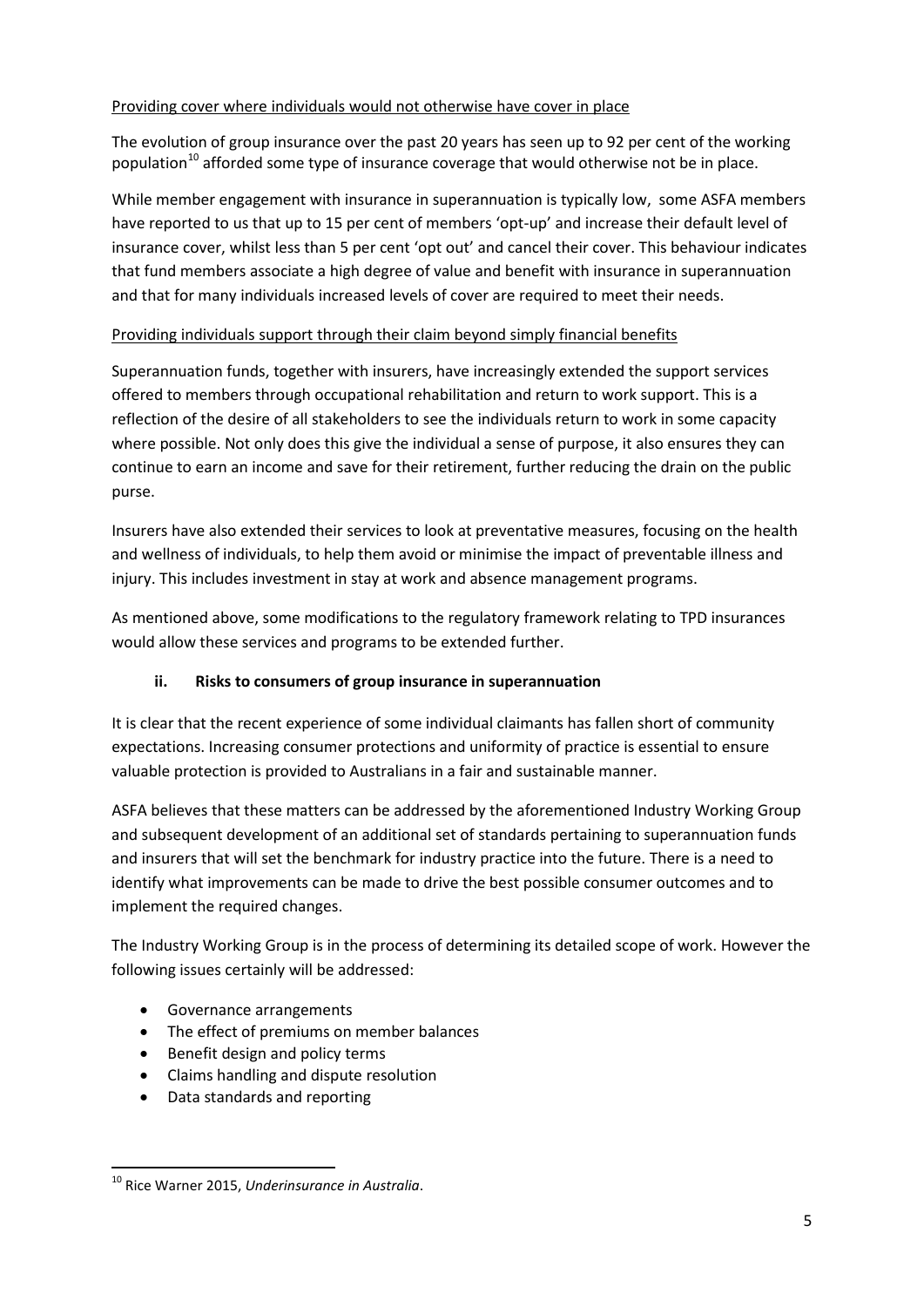Providing cover where individuals would not otherwise have cover in place

The evolution of group insurance over the past 20 years has seen up to 92 per cent of the working population[10] afforded some type of insurance coverage that would otherwise not be in place.

While member engagement with insurance in superannuation is typically low, some ASFA members have reported to us that up to 15 per cent of members 'opt-up' and increase their default level of insurance cover, whilst less than 5 per cent 'opt out' and cancel their cover. This behaviour indicates that fund members associate a high degree of value and benefit with insurance in superannuation and that for many individuals increased levels of cover are required to meet their needs.

Providing individuals support through their claim beyond simply financial benefits

Superannuation funds, together with insurers, have increasingly extended the support services offered to members through occupational rehabilitation and return to work support. This is a reflection of the desire of all stakeholders to see the individuals return to work in some capacity where possible. Not only does this give the individual a sense of purpose, it also ensures they can continue to earn an income and save for their retirement, further reducing the drain on the public purse.

Insurers have also extended their services to look at preventative measures, focusing on the health and wellness of individuals, to help them avoid or minimise the impact of preventable illness and injury. This includes investment in stay at work and absence management programs.

As mentioned above, some modifications to the regulatory framework relating to TPD insurances would allow these services and programs to be extended further.

### ii. Risks to consumers of group insurance in superannuation

It is clear that the recent experience of some individual claimants has fallen short of community expectations. Increasing consumer protections and uniformity of practice is essential to ensure valuable protection is provided to Australians in a fair and sustainable manner.

ASFA believes that these matters can be addressed by the aforementioned Industry Working Group and subsequent development of an additional set of standards pertaining to superannuation funds and insurers that will set the benchmark for industry practice into the future. There is a need to identify what improvements can be made to drive the best possible consumer outcomes and to implement the required changes.

The Industry Working Group is in the process of determining its detailed scope of work. However the following issues certainly will be addressed:

- Governance arrangements
- The effect of premiums on member balances
- Benefit design and policy terms
- Claims handling and dispute resolution
- Data standards and reporting

---

[10] Rice Warner 2015, *Underinsurance in Australia*.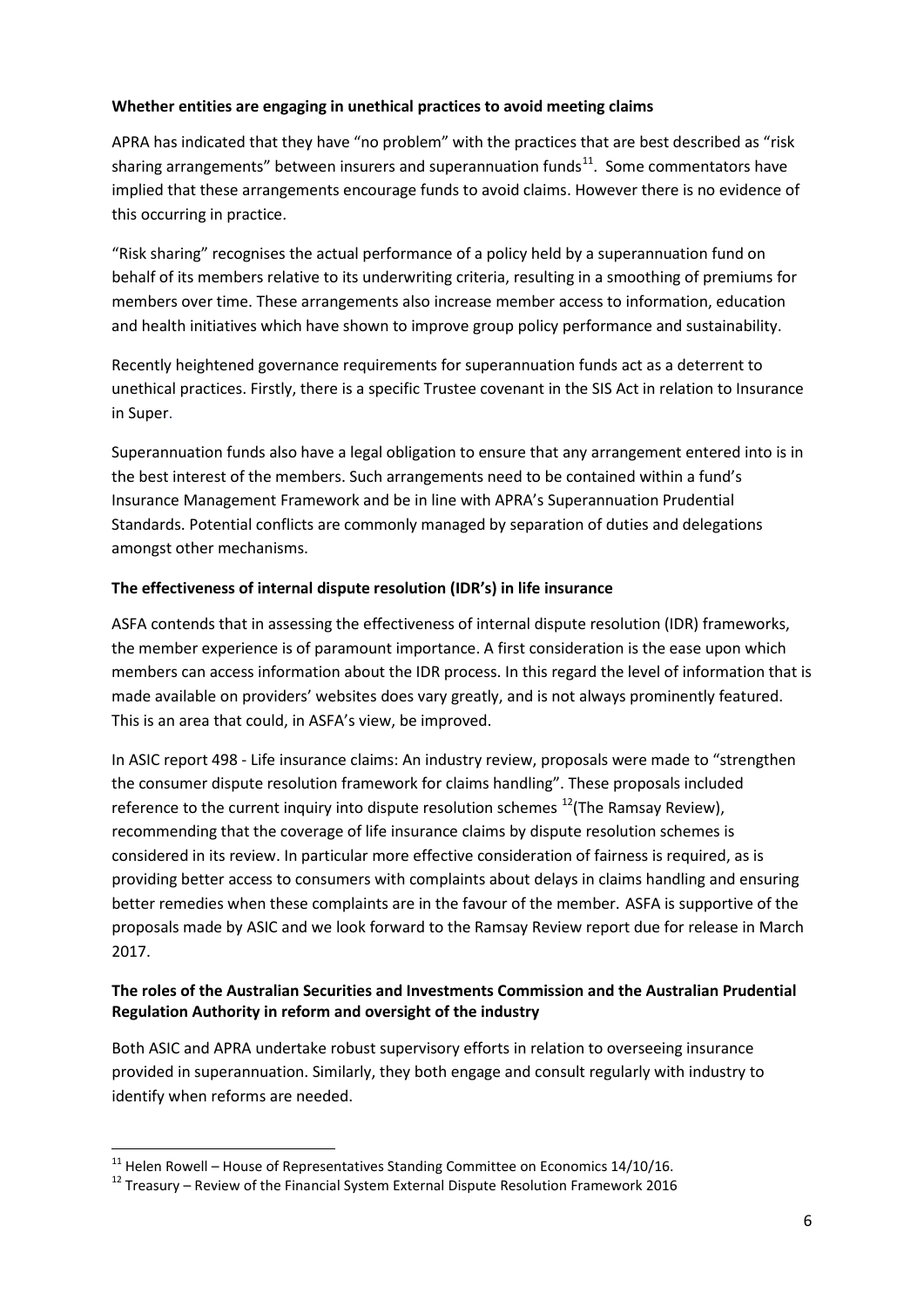**Whether entities are engaging in unethical practices to avoid meeting claims**

APRA has indicated that they have "no problem" with the practices that are best described as "risk sharing arrangements" between insurers and superannuation funds[11]. Some commentators have implied that these arrangements encourage funds to avoid claims. However there is no evidence of this occurring in practice.

"Risk sharing" recognises the actual performance of a policy held by a superannuation fund on behalf of its members relative to its underwriting criteria, resulting in a smoothing of premiums for members over time. These arrangements also increase member access to information, education and health initiatives which have shown to improve group policy performance and sustainability.

Recently heightened governance requirements for superannuation funds act as a deterrent to unethical practices. Firstly, there is a specific Trustee covenant in the SIS Act in relation to Insurance in Super.

Superannuation funds also have a legal obligation to ensure that any arrangement entered into is in the best interest of the members. Such arrangements need to be contained within a fund's Insurance Management Framework and be in line with APRA's Superannuation Prudential Standards. Potential conflicts are commonly managed by separation of duties and delegations amongst other mechanisms.

**The effectiveness of internal dispute resolution (IDR's) in life insurance**

ASFA contends that in assessing the effectiveness of internal dispute resolution (IDR) frameworks, the member experience is of paramount importance. A first consideration is the ease upon which members can access information about the IDR process. In this regard the level of information that is made available on providers' websites does vary greatly, and is not always prominently featured. This is an area that could, in ASFA's view, be improved.

In ASIC report 498 - Life insurance claims: An industry review, proposals were made to "strengthen the consumer dispute resolution framework for claims handling". These proposals included reference to the current inquiry into dispute resolution schemes [12](The Ramsay Review), recommending that the coverage of life insurance claims by dispute resolution schemes is considered in its review. In particular more effective consideration of fairness is required, as is providing better access to consumers with complaints about delays in claims handling and ensuring better remedies when these complaints are in the favour of the member. ASFA is supportive of the proposals made by ASIC and we look forward to the Ramsay Review report due for release in March 2017.

**The roles of the Australian Securities and Investments Commission and the Australian Prudential Regulation Authority in reform and oversight of the industry**

Both ASIC and APRA undertake robust supervisory efforts in relation to overseeing insurance provided in superannuation. Similarly, they both engage and consult regularly with industry to identify when reforms are needed.

[11] Helen Rowell – House of Representatives Standing Committee on Economics 14/10/16.

[12] Treasury – Review of the Financial System External Dispute Resolution Framework 2016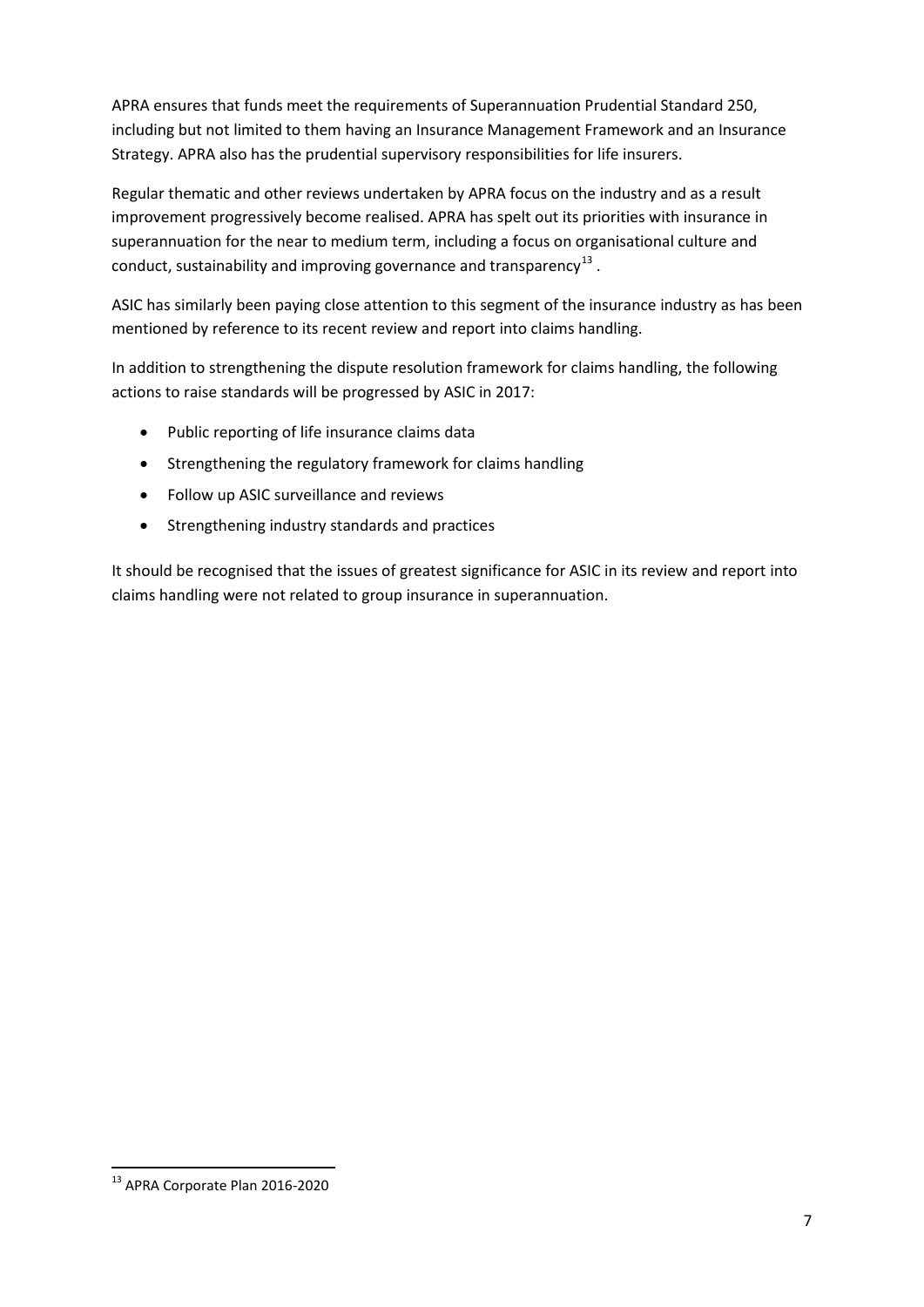APRA ensures that funds meet the requirements of Superannuation Prudential Standard 250, including but not limited to them having an Insurance Management Framework and an Insurance Strategy. APRA also has the prudential supervisory responsibilities for life insurers.

Regular thematic and other reviews undertaken by APRA focus on the industry and as a result improvement progressively become realised. APRA has spelt out its priorities with insurance in superannuation for the near to medium term, including a focus on organisational culture and conduct, sustainability and improving governance and transparency[13].

ASIC has similarly been paying close attention to this segment of the insurance industry as has been mentioned by reference to its recent review and report into claims handling.

In addition to strengthening the dispute resolution framework for claims handling, the following actions to raise standards will be progressed by ASIC in 2017:

- Public reporting of life insurance claims data
- Strengthening the regulatory framework for claims handling
- Follow up ASIC surveillance and reviews
- Strengthening industry standards and practices

It should be recognised that the issues of greatest significance for ASIC in its review and report into claims handling were not related to group insurance in superannuation.

[13] APRA Corporate Plan 2016-2020